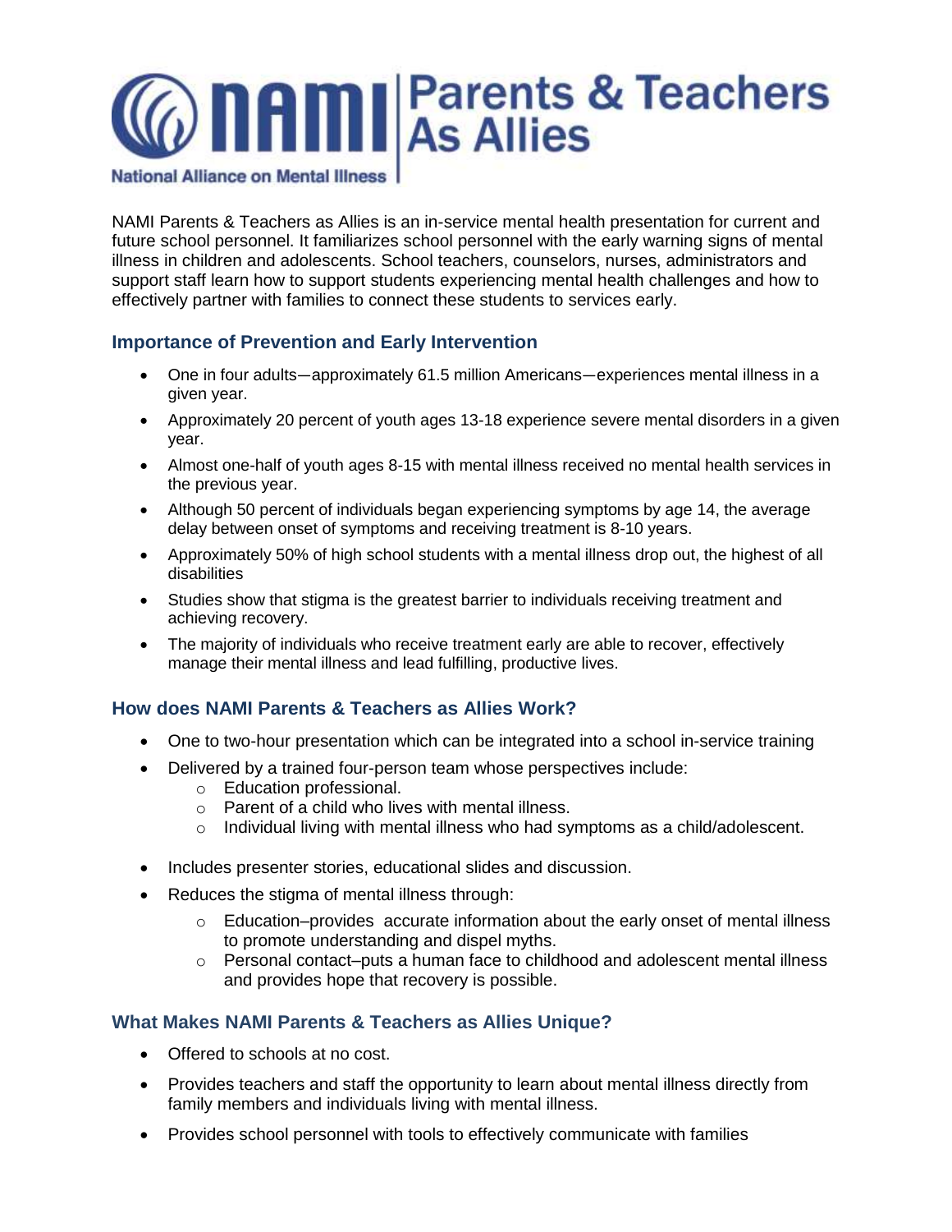# NAMI Parents & Teachers As Allies

National Alliance on Mental Illness

NAMI Parents & Teachers as Allies is an in-service mental health presentation for current and future school personnel. It familiarizes school personnel with the early warning signs of mental illness in children and adolescents. School teachers, counselors, nurses, administrators and support staff learn how to support students experiencing mental health challenges and how to effectively partner with families to connect these students to services early.

## Importance of Prevention and Early Intervention

- One in four adults—approximately 61.5 million Americans—experiences mental illness in a given year.
- Approximately 20 percent of youth ages 13-18 experience severe mental disorders in a given year.
- Almost one-half of youth ages 8-15 with mental illness received no mental health services in the previous year.
- Although 50 percent of individuals began experiencing symptoms by age 14, the average delay between onset of symptoms and receiving treatment is 8-10 years.
- Approximately 50% of high school students with a mental illness drop out, the highest of all disabilities
- Studies show that stigma is the greatest barrier to individuals receiving treatment and achieving recovery.
- The majority of individuals who receive treatment early are able to recover, effectively manage their mental illness and lead fulfilling, productive lives.

## How does NAMI Parents & Teachers as Allies Work?

- One to two-hour presentation which can be integrated into a school in-service training
- Delivered by a trained four-person team whose perspectives include:
  - Education professional.
  - Parent of a child who lives with mental illness.
  - Individual living with mental illness who had symptoms as a child/adolescent.
- Includes presenter stories, educational slides and discussion.
- Reduces the stigma of mental illness through:
  - Education–provides accurate information about the early onset of mental illness to promote understanding and dispel myths.
  - Personal contact–puts a human face to childhood and adolescent mental illness and provides hope that recovery is possible.

## What Makes NAMI Parents & Teachers as Allies Unique?

- Offered to schools at no cost.
- Provides teachers and staff the opportunity to learn about mental illness directly from family members and individuals living with mental illness.
- Provides school personnel with tools to effectively communicate with families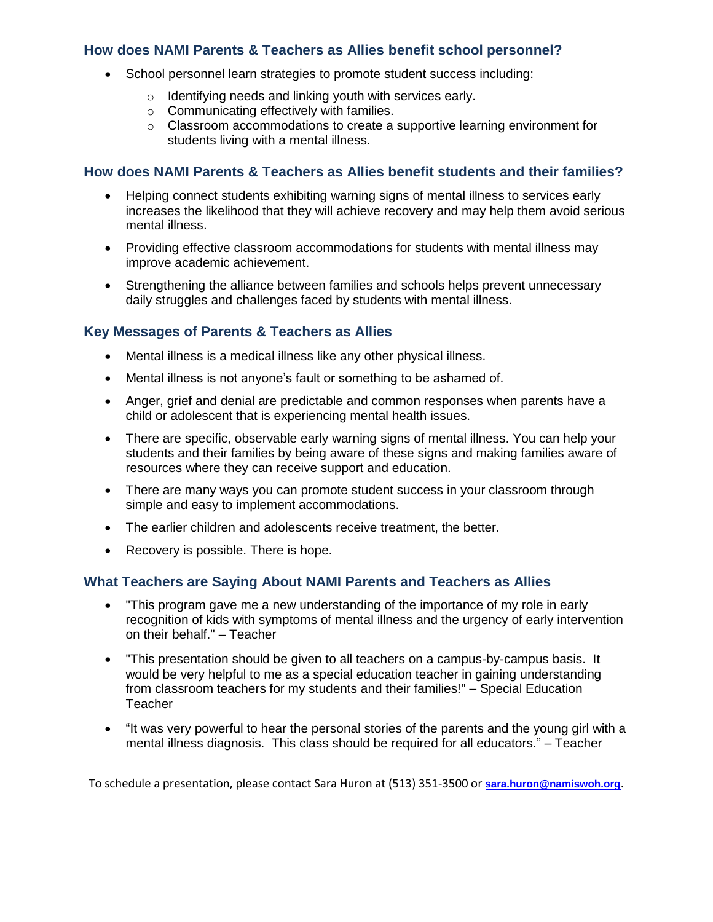### How does NAMI Parents & Teachers as Allies benefit school personnel?

- School personnel learn strategies to promote student success including:
  - Identifying needs and linking youth with services early.
  - Communicating effectively with families.
  - Classroom accommodations to create a supportive learning environment for students living with a mental illness.

### How does NAMI Parents & Teachers as Allies benefit students and their families?

- Helping connect students exhibiting warning signs of mental illness to services early increases the likelihood that they will achieve recovery and may help them avoid serious mental illness.
- Providing effective classroom accommodations for students with mental illness may improve academic achievement.
- Strengthening the alliance between families and schools helps prevent unnecessary daily struggles and challenges faced by students with mental illness.

### Key Messages of Parents & Teachers as Allies

- Mental illness is a medical illness like any other physical illness.
- Mental illness is not anyone's fault or something to be ashamed of.
- Anger, grief and denial are predictable and common responses when parents have a child or adolescent that is experiencing mental health issues.
- There are specific, observable early warning signs of mental illness. You can help your students and their families by being aware of these signs and making families aware of resources where they can receive support and education.
- There are many ways you can promote student success in your classroom through simple and easy to implement accommodations.
- The earlier children and adolescents receive treatment, the better.
- Recovery is possible. There is hope.

### What Teachers are Saying About NAMI Parents and Teachers as Allies

- "This program gave me a new understanding of the importance of my role in early recognition of kids with symptoms of mental illness and the urgency of early intervention on their behalf." – Teacher
- "This presentation should be given to all teachers on a campus-by-campus basis. It would be very helpful to me as a special education teacher in gaining understanding from classroom teachers for my students and their families!" – Special Education Teacher
- "It was very powerful to hear the personal stories of the parents and the young girl with a mental illness diagnosis. This class should be required for all educators." – Teacher

To schedule a presentation, please contact Sara Huron at (513) 351-3500 or **sara.huron@namiswoh.org**.